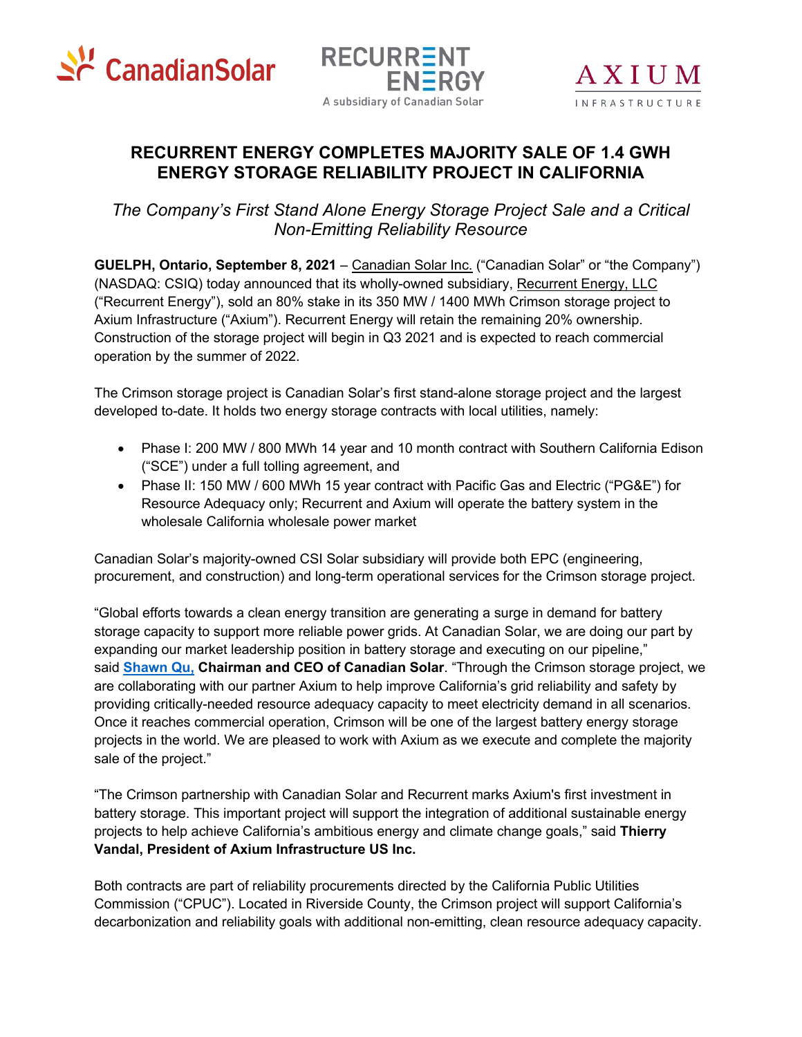# RECURRENT ENERGY COMPLETES MAJORITY SALE OF 1.4 GWH ENERGY STORAGE RELIABILITY PROJECT IN CALIFORNIA

*The Company's First Stand Alone Energy Storage Project Sale and a Critical Non-Emitting Reliability Resource*

**GUELPH, Ontario, September 8, 2021** – Canadian Solar Inc. ("Canadian Solar" or "the Company") (NASDAQ: CSIQ) today announced that its wholly-owned subsidiary, Recurrent Energy, LLC ("Recurrent Energy"), sold an 80% stake in its 350 MW / 1400 MWh Crimson storage project to Axium Infrastructure ("Axium"). Recurrent Energy will retain the remaining 20% ownership. Construction of the storage project will begin in Q3 2021 and is expected to reach commercial operation by the summer of 2022.

The Crimson storage project is Canadian Solar's first stand-alone storage project and the largest developed to-date. It holds two energy storage contracts with local utilities, namely:

- Phase I: 200 MW / 800 MWh 14 year and 10 month contract with Southern California Edison ("SCE") under a full tolling agreement, and
- Phase II: 150 MW / 600 MWh 15 year contract with Pacific Gas and Electric ("PG&E") for Resource Adequacy only; Recurrent and Axium will operate the battery system in the wholesale California wholesale power market

Canadian Solar's majority-owned CSI Solar subsidiary will provide both EPC (engineering, procurement, and construction) and long-term operational services for the Crimson storage project.

"Global efforts towards a clean energy transition are generating a surge in demand for battery storage capacity to support more reliable power grids. At Canadian Solar, we are doing our part by expanding our market leadership position in battery storage and executing on our pipeline," said **Shawn Qu, Chairman and CEO of Canadian Solar**. "Through the Crimson storage project, we are collaborating with our partner Axium to help improve California's grid reliability and safety by providing critically-needed resource adequacy capacity to meet electricity demand in all scenarios. Once it reaches commercial operation, Crimson will be one of the largest battery energy storage projects in the world. We are pleased to work with Axium as we execute and complete the majority sale of the project."

"The Crimson partnership with Canadian Solar and Recurrent marks Axium's first investment in battery storage. This important project will support the integration of additional sustainable energy projects to help achieve California's ambitious energy and climate change goals," said **Thierry Vandal, President of Axium Infrastructure US Inc.**

Both contracts are part of reliability procurements directed by the California Public Utilities Commission ("CPUC"). Located in Riverside County, the Crimson project will support California's decarbonization and reliability goals with additional non-emitting, clean resource adequacy capacity.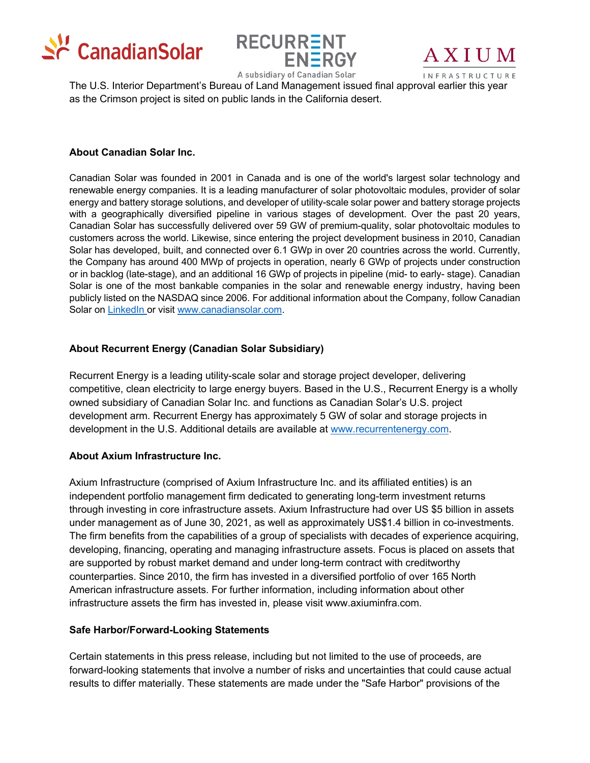The U.S. Interior Department's Bureau of Land Management issued final approval earlier this year as the Crimson project is sited on public lands in the California desert.

**About Canadian Solar Inc.**

Canadian Solar was founded in 2001 in Canada and is one of the world's largest solar technology and renewable energy companies. It is a leading manufacturer of solar photovoltaic modules, provider of solar energy and battery storage solutions, and developer of utility-scale solar power and battery storage projects with a geographically diversified pipeline in various stages of development. Over the past 20 years, Canadian Solar has successfully delivered over 59 GW of premium-quality, solar photovoltaic modules to customers across the world. Likewise, since entering the project development business in 2010, Canadian Solar has developed, built, and connected over 6.1 GWp in over 20 countries across the world. Currently, the Company has around 400 MWp of projects in operation, nearly 6 GWp of projects under construction or in backlog (late-stage), and an additional 16 GWp of projects in pipeline (mid- to early- stage). Canadian Solar is one of the most bankable companies in the solar and renewable energy industry, having been publicly listed on the NASDAQ since 2006. For additional information about the Company, follow Canadian Solar on [LinkedIn](LinkedIn) or visit [www.canadiansolar.com](www.canadiansolar.com).

**About Recurrent Energy (Canadian Solar Subsidiary)**

Recurrent Energy is a leading utility-scale solar and storage project developer, delivering competitive, clean electricity to large energy buyers. Based in the U.S., Recurrent Energy is a wholly owned subsidiary of Canadian Solar Inc. and functions as Canadian Solar's U.S. project development arm. Recurrent Energy has approximately 5 GW of solar and storage projects in development in the U.S. Additional details are available at [www.recurrentenergy.com](www.recurrentenergy.com).

**About Axium Infrastructure Inc.**

Axium Infrastructure (comprised of Axium Infrastructure Inc. and its affiliated entities) is an independent portfolio management firm dedicated to generating long-term investment returns through investing in core infrastructure assets. Axium Infrastructure had over US $5 billion in assets under management as of June 30, 2021, as well as approximately US$1.4 billion in co-investments. The firm benefits from the capabilities of a group of specialists with decades of experience acquiring, developing, financing, operating and managing infrastructure assets. Focus is placed on assets that are supported by robust market demand and under long-term contract with creditworthy counterparties. Since 2010, the firm has invested in a diversified portfolio of over 165 North American infrastructure assets. For further information, including information about other infrastructure assets the firm has invested in, please visit www.axiuminfra.com.

**Safe Harbor/Forward-Looking Statements**

Certain statements in this press release, including but not limited to the use of proceeds, are forward-looking statements that involve a number of risks and uncertainties that could cause actual results to differ materially. These statements are made under the "Safe Harbor" provisions of the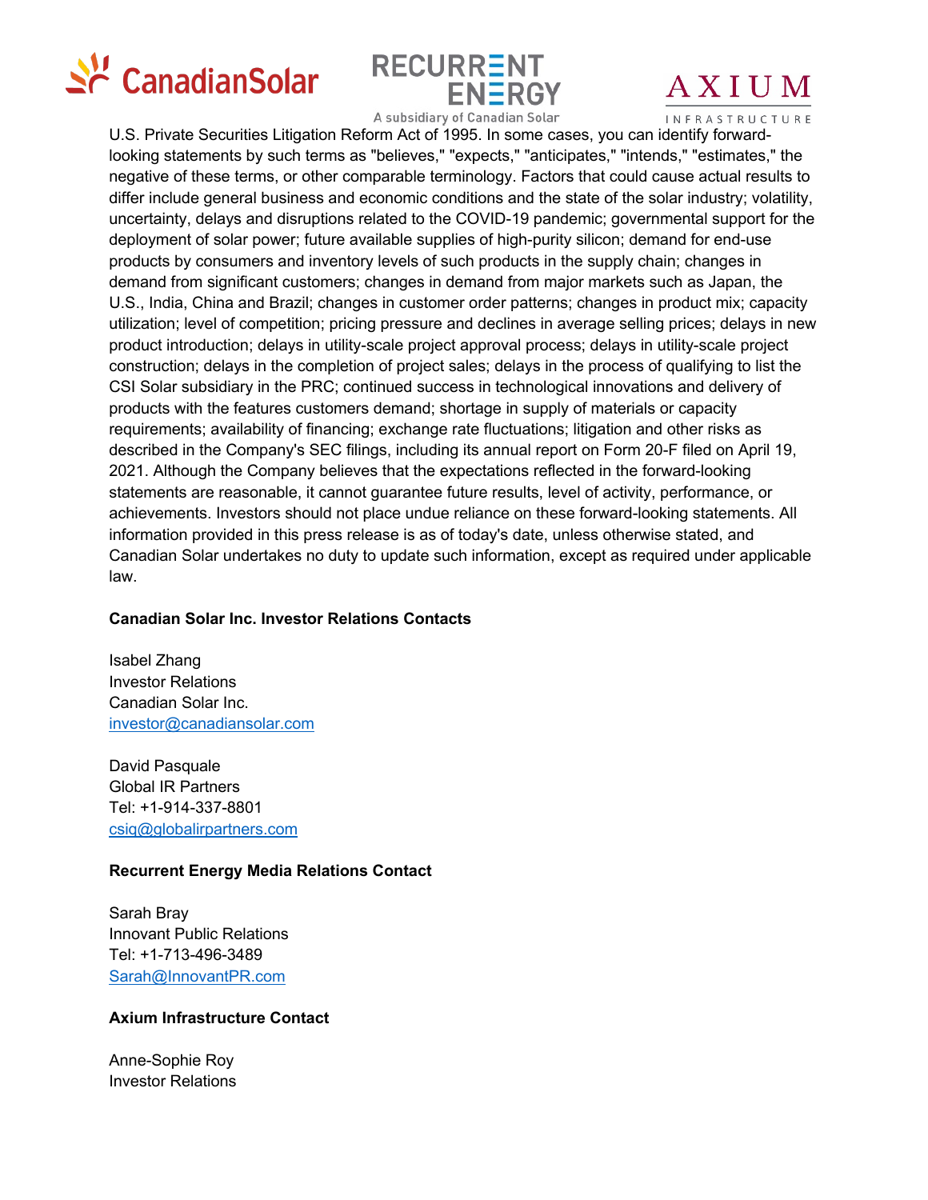U.S. Private Securities Litigation Reform Act of 1995. In some cases, you can identify forward-looking statements by such terms as "believes," "expects," "anticipates," "intends," "estimates," the negative of these terms, or other comparable terminology. Factors that could cause actual results to differ include general business and economic conditions and the state of the solar industry; volatility, uncertainty, delays and disruptions related to the COVID-19 pandemic; governmental support for the deployment of solar power; future available supplies of high-purity silicon; demand for end-use products by consumers and inventory levels of such products in the supply chain; changes in demand from significant customers; changes in demand from major markets such as Japan, the U.S., India, China and Brazil; changes in customer order patterns; changes in product mix; capacity utilization; level of competition; pricing pressure and declines in average selling prices; delays in new product introduction; delays in utility-scale project approval process; delays in utility-scale project construction; delays in the completion of project sales; delays in the process of qualifying to list the CSI Solar subsidiary in the PRC; continued success in technological innovations and delivery of products with the features customers demand; shortage in supply of materials or capacity requirements; availability of financing; exchange rate fluctuations; litigation and other risks as described in the Company's SEC filings, including its annual report on Form 20-F filed on April 19, 2021. Although the Company believes that the expectations reflected in the forward-looking statements are reasonable, it cannot guarantee future results, level of activity, performance, or achievements. Investors should not place undue reliance on these forward-looking statements. All information provided in this press release is as of today's date, unless otherwise stated, and Canadian Solar undertakes no duty to update such information, except as required under applicable law.

**Canadian Solar Inc. Investor Relations Contacts**

Isabel Zhang
Investor Relations
Canadian Solar Inc.
investor@canadiansolar.com

David Pasquale
Global IR Partners
Tel: +1-914-337-8801
csiq@globalirpartners.com

**Recurrent Energy Media Relations Contact**

Sarah Bray
Innovant Public Relations
Tel: +1-713-496-3489
Sarah@InnovantPR.com

**Axium Infrastructure Contact**

Anne-Sophie Roy
Investor Relations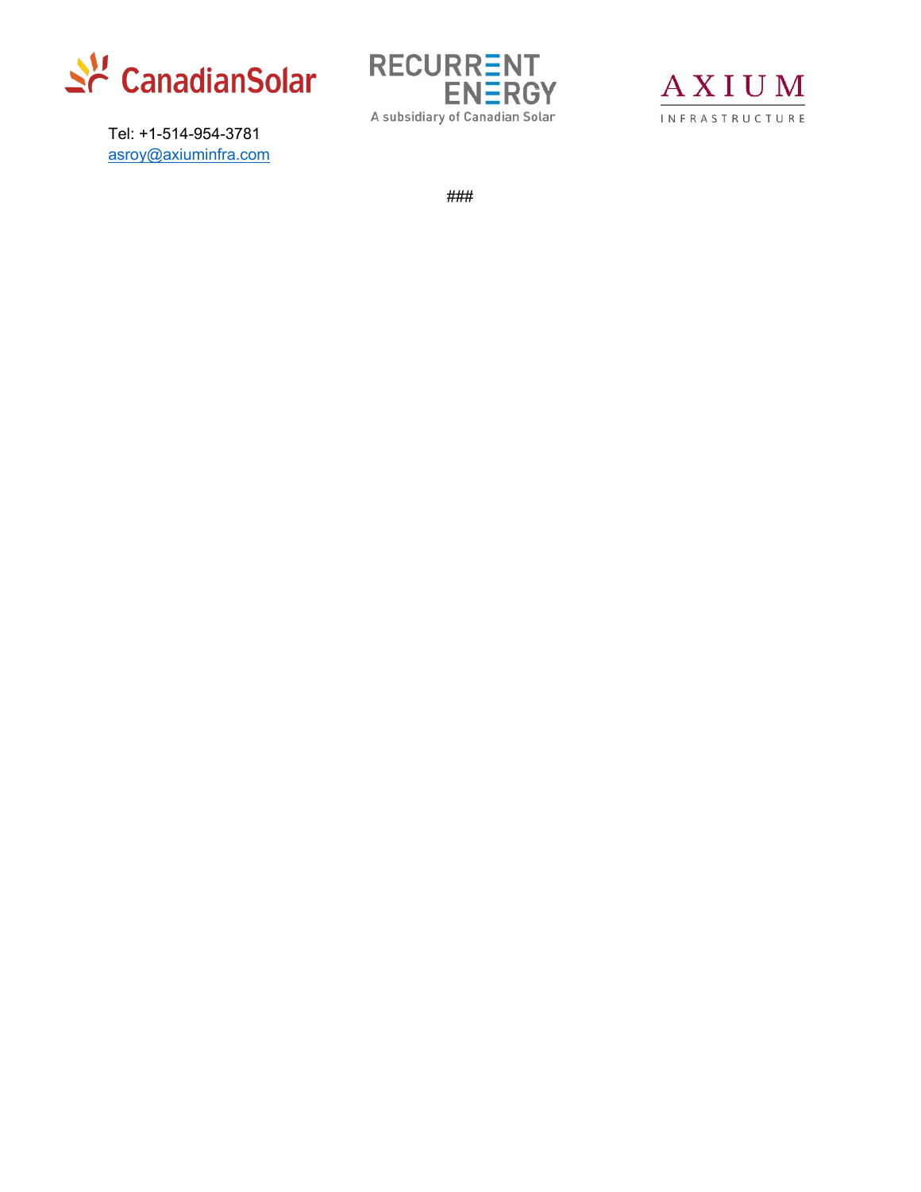Tel: +1-514-954-3781
asroy@axiuminfra.com

###